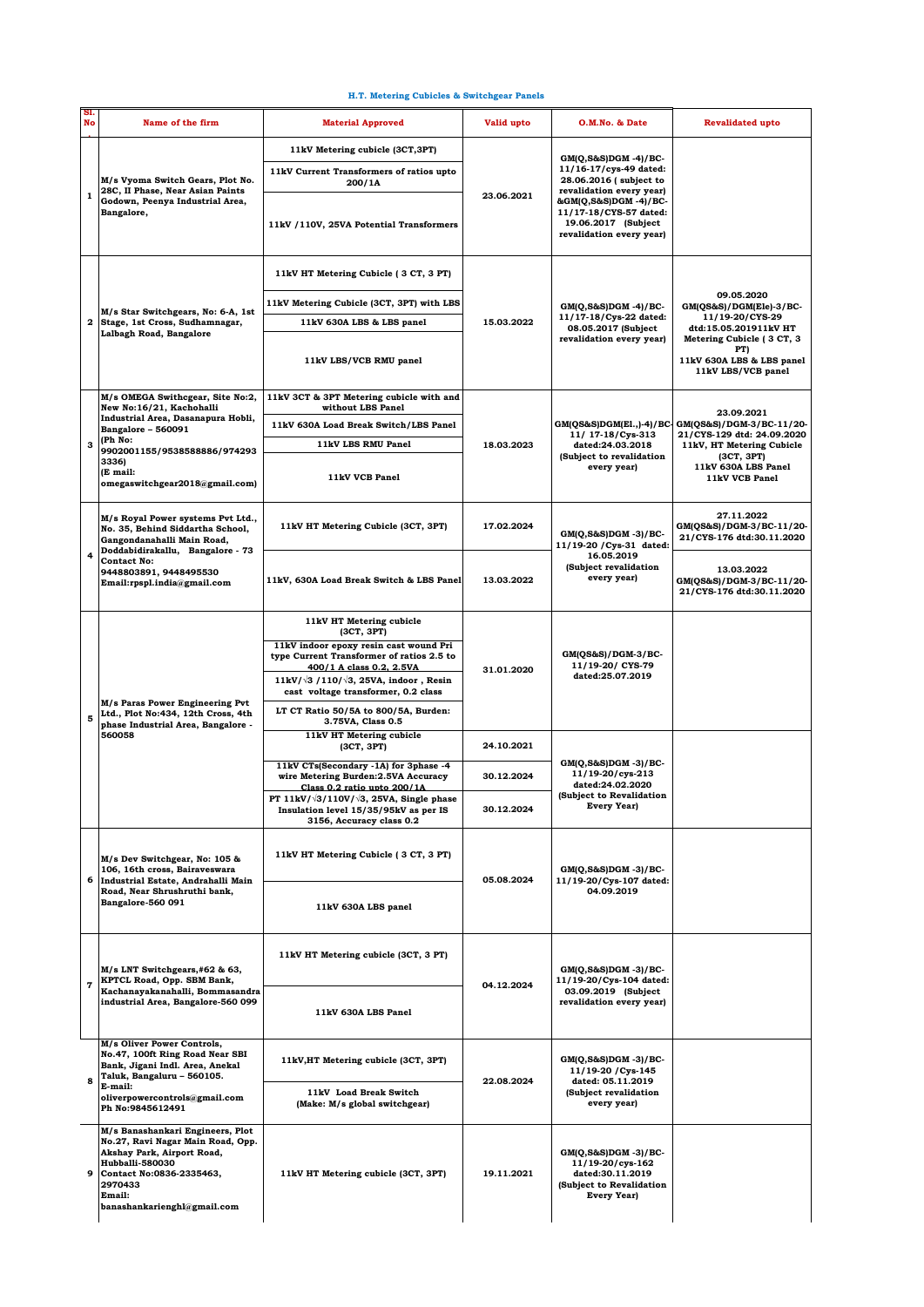## H.T. Metering Cubicles & Switchgear Panels

| Sl. No. | Name of the firm | Material Approved | Valid upto | O.M.No. & Date | Revalidated upto |
|---|---|---|---|---|---|
| 1 | M/s Vyoma Switch Gears, Plot No. 28C, II Phase, Near Asian Paints Godown, Peenya Industrial Area, Bangalore, | 11kV Metering cubicle (3CT,3PT) | 23.06.2021 | GM(Q,S&S)DGM -4)/BC-11/16-17/cys-49 dated: 28.06.2016 ( subject to revalidation every year) &GM(Q,S&S)DGM -4)/BC-11/17-18/CYS-57 dated: 19.06.2017 (Subject revalidation every year) | |
| | | 11kV Current Transformers of ratios upto 200/1A | | | |
| | | 11kV /110V, 25VA Potential Transformers | | | |
| 2 | M/s Star Switchgears, No: 6-A, 1st Stage, 1st Cross, Sudhamnagar, Lalbagh Road, Bangalore | 11kV HT Metering Cubicle ( 3 CT, 3 PT) | 15.03.2022 | GM(Q,S&S)DGM -4)/BC-11/17-18/Cys-22 dated: 08.05.2017 (Subject revalidation every year) | 09.05.2020 GM(QS&S)/DGM(Ele)-3/BC-11/19-20/CYS-29 dtd:15.05.201911kV HT Metering Cubicle ( 3 CT, 3 PT) 11kV 630A LBS & LBS panel 11kV LBS/VCB panel |
| | | 11kV Metering Cubicle (3CT, 3PT) with LBS | | | |
| | | 11kV 630A LBS & LBS panel | | | |
| | | 11kV LBS/VCB RMU panel | | | |
| 3 | M/s OMEGA Swithcgear, Site No:2, New No:16/21, Kachohalli Industrial Area, Dasanapura Hobli, Bangalore – 560091 (Ph No: 9902001155/9538588886/9742933336) (E mail: omegaswitchgear2018@gmail.com) | 11kV 3CT & 3PT Metering cubicle with and without LBS Panel | 18.03.2023 | GM(QS&S)DGM(El.,)-4)/BC-11/ 17-18/Cys-313 dated:24.03.2018 (Subject to revalidation every year) | 23.09.2021 GM(QS&S)/DGM-3/BC-11/20-21/CYS-129 dtd: 24.09.2020 11kV, HT Metering Cubicle (3CT, 3PT) 11kV 630A LBS Panel 11kV VCB Panel |
| | | 11kV 630A Load Break Switch/LBS Panel | | | |
| | | 11kV LBS RMU Panel | | | |
| | | 11kV VCB Panel | | | |
| 4 | M/s Royal Power systems Pvt Ltd., No. 35, Behind Siddartha School, Gangondanahalli Main Road, Doddabidirakallu, Bangalore - 73 Contact No: 9448803891, 9448495530 Email:rpspl.india@gmail.com | 11kV HT Metering Cubicle (3CT, 3PT) | 17.02.2024 | GM(Q,S&S)DGM -3)/BC-11/19-20 /Cys-31 dated: 16.05.2019 (Subject revalidation every year) | 27.11.2022 GM(QS&S)/DGM-3/BC-11/20-21/CYS-176 dtd:30.11.2020 |
| | | 11kV, 630A Load Break Switch & LBS Panel | 13.03.2022 | | 13.03.2022 GM(QS&S)/DGM-3/BC-11/20-21/CYS-176 dtd:30.11.2020 |
| 5 | M/s Paras Power Engineering Pvt Ltd., Plot No:434, 12th Cross, 4th phase Industrial Area, Bangalore - 560058 | 11kV HT Metering cubicle (3CT, 3PT) | 31.01.2020 | GM(QS&S)/DGM-3/BC-11/19-20/ CYS-79 dated:25.07.2019 | |
| | | 11kV indoor epoxy resin cast wound Pri type Current Transformer of ratios 2.5 to 400/1 A class 0.2, 2.5VA | | | |
| | | 11kV/√3 /110/√3, 25VA, indoor , Resin cast voltage transformer, 0.2 class | | | |
| | | LT CT Ratio 50/5A to 800/5A, Burden: 3.75VA, Class 0.5 | | | |
| | | 11kV HT Metering cubicle (3CT, 3PT) | 24.10.2021 | GM(Q,S&S)DGM -3)/BC-11/19-20/cys-213 dated:24.02.2020 (Subject to Revalidation Every Year) | |
| | | 11kV CTs(Secondary -1A) for 3phase -4 wire Metering Burden:2.5VA Accuracy Class 0.2 ratio upto 200/1A | 30.12.2024 | | |
| | | PT 11kV/√3/110V/√3, 25VA, Single phase Insulation level 15/35/95kV as per IS 3156, Accuracy class 0.2 | 30.12.2024 | | |
| 6 | M/s Dev Switchgear, No: 105 & 106, 16th cross, Bairaveswara Industrial Estate, Andrahalli Main Road, Near Shrushruthi bank, Bangalore-560 091 | 11kV HT Metering Cubicle ( 3 CT, 3 PT) | 05.08.2024 | GM(Q,S&S)DGM -3)/BC-11/19-20/Cys-107 dated: 04.09.2019 | |
| | | 11kV 630A LBS panel | | | |
| 7 | M/s LNT Switchgears,#62 & 63, KPTCL Road, Opp. SBM Bank, Kachanayakanahalli, Bommasandra industrial Area, Bangalore-560 099 | 11kV HT Metering cubicle (3CT, 3 PT) | 04.12.2024 | GM(Q,S&S)DGM -3)/BC-11/19-20/Cys-104 dated: 03.09.2019 (Subject revalidation every year) | |
| | | 11kV 630A LBS Panel | | | |
| 8 | M/s Oliver Power Controls, No.47, 100ft Ring Road Near SBI Bank, Jigani Indl. Area, Anekal Taluk, Bangaluru – 560105. E-mail: oliverpowercontrols@gmail.com Ph No:9845612491 | 11kV,HT Metering cubicle (3CT, 3PT) | 22.08.2024 | GM(Q,S&S)DGM -3)/BC-11/19-20 /Cys-145 dated: 05.11.2019 (Subject revalidation every year) | |
| | | 11kV Load Break Switch (Make: M/s global switchgear) | | | |
| 9 | M/s Banashankari Engineers, Plot No.27, Ravi Nagar Main Road, Opp. Akshay Park, Airport Road, Hubballi-580030 Contact No:0836-2335463, 2970433 Email: banashankarienghl@gmail.com | 11kV HT Metering cubicle (3CT, 3PT) | 19.11.2021 | GM(Q,S&S)DGM -3)/BC-11/19-20/cys-162 dated:30.11.2019 (Subject to Revalidation Every Year) | |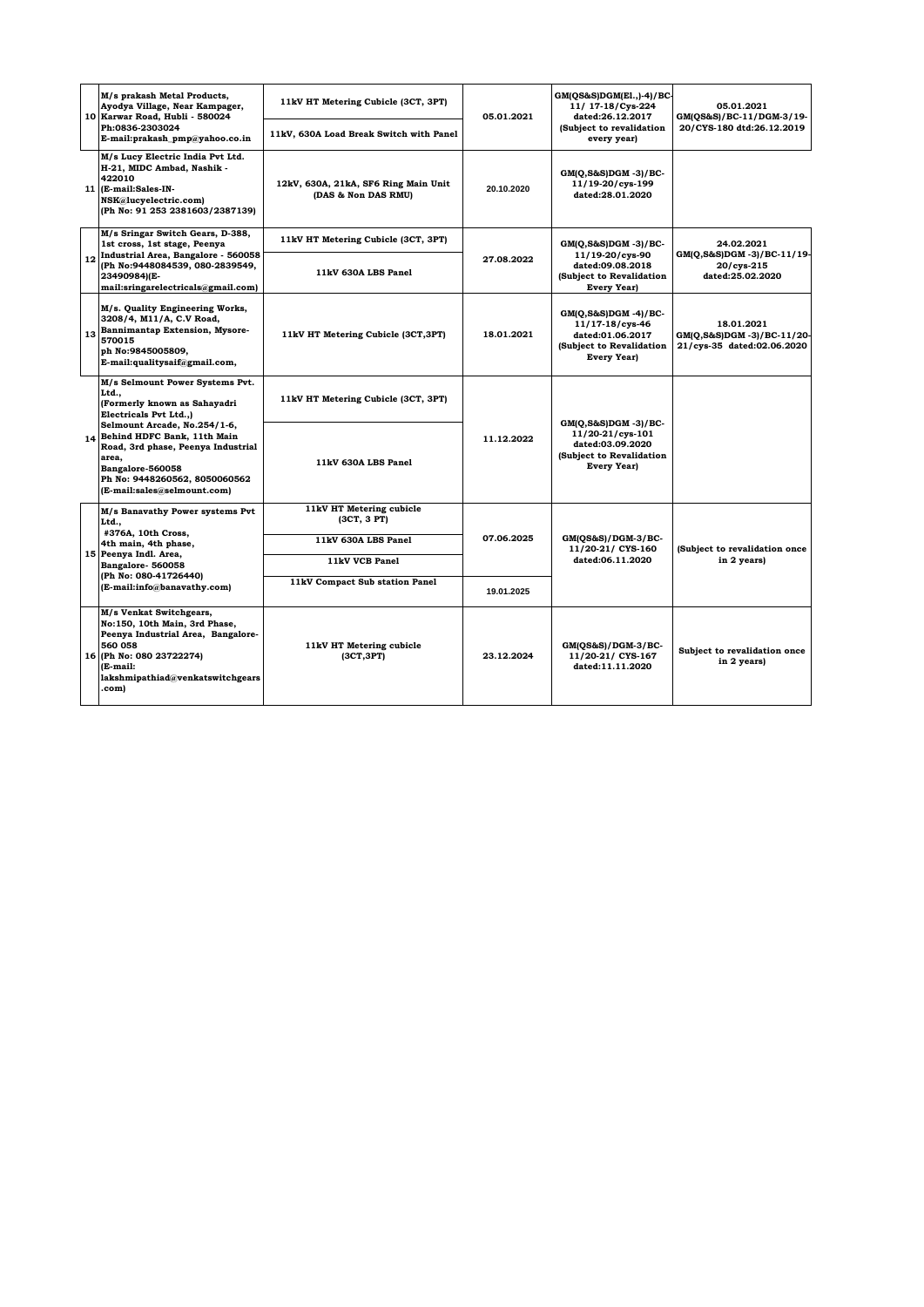| | | | | | |
|---|---|---|---|---|---|
| 10 | M/s prakash Metal Products, Ayodya Village, Near Kampager, Karwar Road, Hubli - 580024 Ph:0836-2303024 E-mail:prakash_pmp@yahoo.co.in | 11kV HT Metering Cubicle (3CT, 3PT) | 05.01.2021 | GM(QS&S)DGM(El.,)-4)/BC-11/ 17-18/Cys-224 dated:26.12.2017 (Subject to revalidation every year) | 05.01.2021 GM(QS&S)/BC-11/DGM-3/19-20/CYS-180 dtd:26.12.2019 |
| | | 11kV, 630A Load Break Switch with Panel | | | |
| 11 | M/s Lucy Electric India Pvt Ltd. H-21, MIDC Ambad, Nashik - 422010 (E-mail:Sales-IN-NSK@lucyelectric.com) (Ph No: 91 253 2381603/2387139) | 12kV, 630A, 21kA, SF6 Ring Main Unit (DAS & Non DAS RMU) | 20.10.2020 | GM(Q,S&S)DGM -3)/BC-11/19-20/cys-199 dated:28.01.2020 | |
| 12 | M/s Sringar Switch Gears, D-388, 1st cross, 1st stage, Peenya Industrial Area, Bangalore - 560058 (Ph No:9448084539, 080-2839549, 23490984)(E-mail:sringarelectricals@gmail.com) | 11kV HT Metering Cubicle (3CT, 3PT) | 27.08.2022 | GM(Q,S&S)DGM -3)/BC-11/19-20/cys-90 dated:09.08.2018 (Subject to Revalidation Every Year) | 24.02.2021 GM(Q,S&S)DGM -3)/BC-11/19-20/cys-215 dated:25.02.2020 |
| | | 11kV 630A LBS Panel | | | |
| 13 | M/s. Quality Engineering Works, 3208/4, M11/A, C.V Road, Bannimantap Extension, Mysore-570015 ph No:9845005809, E-mail:qualitysaif@gmail.com, | 11kV HT Metering Cubicle (3CT,3PT) | 18.01.2021 | GM(Q,S&S)DGM -4)/BC-11/17-18/cys-46 dated:01.06.2017 (Subject to Revalidation Every Year) | 18.01.2021 GM(Q,S&S)DGM -3)/BC-11/20-21/cys-35 dated:02.06.2020 |
| 14 | M/s Selmount Power Systems Pvt. Ltd., (Formerly known as Sahayadri Electricals Pvt Ltd.,) Selmount Arcade, No.254/1-6, Behind HDFC Bank, 11th Main Road, 3rd phase, Peenya Industrial area, Bangalore-560058 Ph No: 9448260562, 8050060562 (E-mail:sales@selmount.com) | 11kV HT Metering Cubicle (3CT, 3PT) | 11.12.2022 | GM(Q,S&S)DGM -3)/BC-11/20-21/cys-101 dated:03.09.2020 (Subject to Revalidation Every Year) | |
| | | 11kV 630A LBS Panel | | | |
| 15 | M/s Banavathy Power systems Pvt Ltd., #376A, 10th Cross, 4th main, 4th phase, Peenya Indl. Area, Bangalore- 560058 (Ph No: 080-41726440) (E-mail:info@banavathy.com) | 11kV HT Metering cubicle (3CT, 3 PT) | 07.06.2025 | GM(QS&S)/DGM-3/BC-11/20-21/ CYS-160 dated:06.11.2020 | (Subject to revalidation once in 2 years) |
| | | 11kV 630A LBS Panel | | | |
| | | 11kV VCB Panel | | | |
| | | 11kV Compact Sub station Panel | 19.01.2025 | | |
| 16 | M/s Venkat Switchgears, No:150, 10th Main, 3rd Phase, Peenya Industrial Area, Bangalore-560 058 (Ph No: 080 23722274) (E-mail: lakshmipathiad@venkatswitchgears.com) | 11kV HT Metering cubicle (3CT,3PT) | 23.12.2024 | GM(QS&S)/DGM-3/BC-11/20-21/ CYS-167 dated:11.11.2020 | Subject to revalidation once in 2 years) |